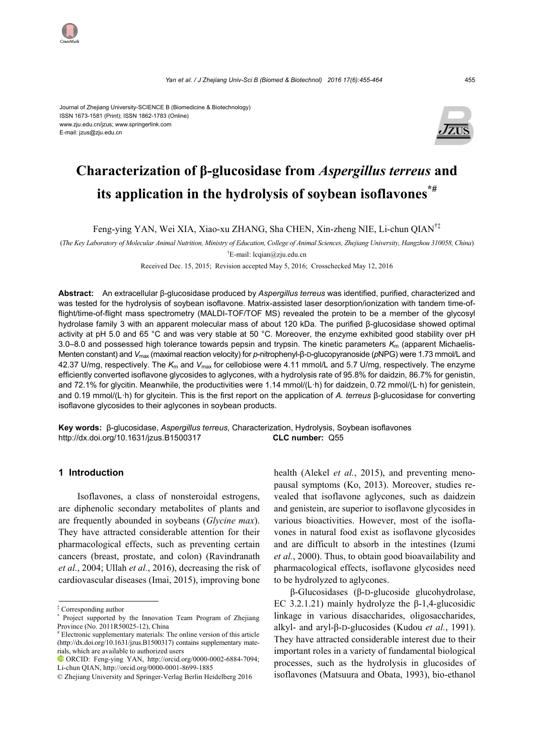Journal of Zhejiang University-SCIENCE B (Biomedicine & Biotechnology)
ISSN 1673-1581 (Print); ISSN 1862-1783 (Online)
www.zju.edu.cn/jzus; www.springerlink.com
E-mail: jzus@zju.edu.cn

# Characterization of β-glucosidase from *Aspergillus terreus* and its application in the hydrolysis of soybean isoflavones[*#]

Feng-ying YAN, Wei XIA, Xiao-xu ZHANG, Sha CHEN, Xin-zheng NIE, Li-chun QIAN[†‡]

(*The Key Laboratory of Molecular Animal Nutrition, Ministry of Education, College of Animal Sciences, Zhejiang University, Hangzhou 310058, China*)

[†]E-mail: lcqian@zju.edu.cn

Received Dec. 15, 2015; Revision accepted May 5, 2016; Crosschecked May 12, 2016

**Abstract:** An extracellular β-glucosidase produced by *Aspergillus terreus* was identified, purified, characterized and was tested for the hydrolysis of soybean isoflavone. Matrix-assisted laser desorption/ionization with tandem time-of-flight/time-of-flight mass spectrometry (MALDI-TOF/TOF MS) revealed the protein to be a member of the glycosyl hydrolase family 3 with an apparent molecular mass of about 120 kDa. The purified β-glucosidase showed optimal activity at pH 5.0 and 65 °C and was very stable at 50 °C. Moreover, the enzyme exhibited good stability over pH 3.0–8.0 and possessed high tolerance towards pepsin and trypsin. The kinetic parameters $K_m$ (apparent Michaelis-Menten constant) and $V_{max}$ (maximal reaction velocity) for *p*-nitrophenyl-β-D-glucopyranoside (*p*NPG) were 1.73 mmol/L and 42.37 U/mg, respectively. The $K_m$ and $V_{max}$ for cellobiose were 4.11 mmol/L and 5.7 U/mg, respectively. The enzyme efficiently converted isoflavone glycosides to aglycones, with a hydrolysis rate of 95.8% for daidzin, 86.7% for genistin, and 72.1% for glycitin. Meanwhile, the productivities were 1.14 mmol/(L·h) for daidzein, 0.72 mmol/(L·h) for genistein, and 0.19 mmol/(L·h) for glycitein. This is the first report on the application of *A. terreus* β-glucosidase for converting isoflavone glycosides to their aglycones in soybean products.

**Key words:** β-glucosidase, *Aspergillus terreus*, Characterization, Hydrolysis, Soybean isoflavones
http://dx.doi.org/10.1631/jzus.B1500317 **CLC number:** Q55

## 1 Introduction

Isoflavones, a class of nonsteroidal estrogens, are diphenolic secondary metabolites of plants and are frequently abounded in soybeans (*Glycine max*). They have attracted considerable attention for their pharmacological effects, such as preventing certain cancers (breast, prostate, and colon) (Ravindranath *et al.*, 2004; Ullah *et al.*, 2016), decreasing the risk of cardiovascular diseases (Imai, 2015), improving bone health (Alekel *et al.*, 2015), and preventing menopausal symptoms (Ko, 2013). Moreover, studies revealed that isoflavone aglycones, such as daidzein and genistein, are superior to isoflavone glycosides in various bioactivities. However, most of the isoflavones in natural food exist as isoflavone glycosides and are difficult to absorb in the intestines (Izumi *et al.*, 2000). Thus, to obtain good bioavailability and pharmacological effects, isoflavone glycosides need to be hydrolyzed to aglycones.

β-Glucosidases (β-D-glucoside glucohydrolase, EC 3.2.1.21) mainly hydrolyze the β-1,4-glucosidic linkage in various disaccharides, oligosaccharides, alkyl- and aryl-β-D-glucosides (Kudou *et al.*, 1991). They have attracted considerable interest due to their important roles in a variety of fundamental biological processes, such as the hydrolysis in glucosides of isoflavones (Matsuura and Obata, 1993), bio-ethanol

---

[‡] Corresponding author

[*] Project supported by the Innovation Team Program of Zhejiang Province (No. 2011R50025-12), China

[#] Electronic supplementary materials: The online version of this article (http://dx.doi.org/10.1631/jzus.B1500317) contains supplementary materials, which are available to authorized users

ORCID: Feng-ying YAN, http://orcid.org/0000-0002-6884-7094; Li-chun QIAN, http://orcid.org/0000-0001-8699-1885

© Zhejiang University and Springer-Verlag Berlin Heidelberg 2016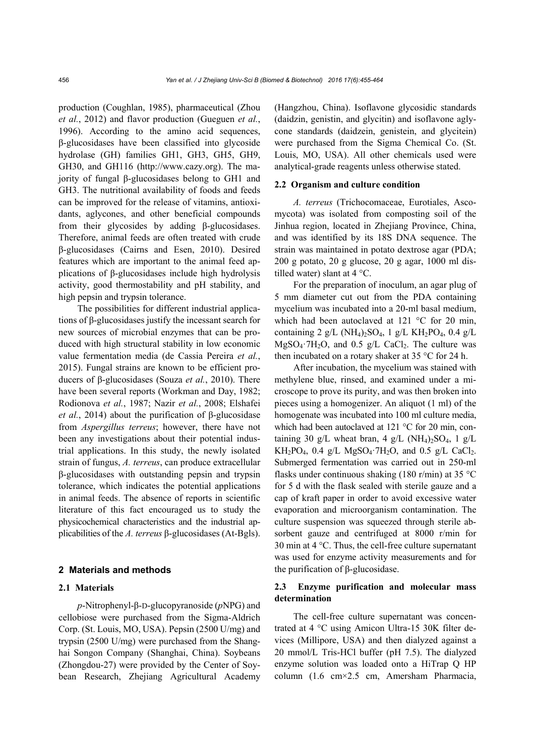production (Coughlan, 1985), pharmaceutical (Zhou *et al.*, 2012) and flavor production (Gueguen *et al.*, 1996). According to the amino acid sequences, β-glucosidases have been classified into glycoside hydrolase (GH) families GH1, GH3, GH5, GH9, GH30, and GH116 (http://www.cazy.org). The majority of fungal β-glucosidases belong to GH1 and GH3. The nutritional availability of foods and feeds can be improved for the release of vitamins, antioxidants, aglycones, and other beneficial compounds from their glycosides by adding β-glucosidases. Therefore, animal feeds are often treated with crude β-glucosidases (Cairns and Esen, 2010). Desired features which are important to the animal feed applications of β-glucosidases include high hydrolysis activity, good thermostability and pH stability, and high pepsin and trypsin tolerance.

The possibilities for different industrial applications of β-glucosidases justify the incessant search for new sources of microbial enzymes that can be produced with high structural stability in low economic value fermentation media (de Cassia Pereira *et al.*, 2015). Fungal strains are known to be efficient producers of β-glucosidases (Souza *et al.*, 2010). There have been several reports (Workman and Day, 1982; Rodionova *et al.*, 1987; Nazir *et al.*, 2008; Elshafei *et al.*, 2014) about the purification of β-glucosidase from *Aspergillus terreus*; however, there have not been any investigations about their potential industrial applications. In this study, the newly isolated strain of fungus, *A. terreus*, can produce extracellular β-glucosidases with outstanding pepsin and trypsin tolerance, which indicates the potential applications in animal feeds. The absence of reports in scientific literature of this fact encouraged us to study the physicochemical characteristics and the industrial applicabilities of the *A. terreus* β-glucosidases (At-Bgls).

## 2 Materials and methods

### 2.1 Materials

*p*-Nitrophenyl-β-D-glucopyranoside (*p*NPG) and cellobiose were purchased from the Sigma-Aldrich Corp. (St. Louis, MO, USA). Pepsin (2500 U/mg) and trypsin (2500 U/mg) were purchased from the Shanghai Songon Company (Shanghai, China). Soybeans (Zhongdou-27) were provided by the Center of Soybean Research, Zhejiang Agricultural Academy (Hangzhou, China). Isoflavone glycosidic standards (daidzin, genistin, and glycitin) and isoflavone aglycone standards (daidzein, genistein, and glycitein) were purchased from the Sigma Chemical Co. (St. Louis, MO, USA). All other chemicals used were analytical-grade reagents unless otherwise stated.

### 2.2 Organism and culture condition

*A. terreus* (Trichocomaceae, Eurotiales, Ascomycota) was isolated from composting soil of the Jinhua region, located in Zhejiang Province, China, and was identified by its 18S DNA sequence. The strain was maintained in potato dextrose agar (PDA; 200 g potato, 20 g glucose, 20 g agar, 1000 ml distilled water) slant at 4 °C.

For the preparation of inoculum, an agar plug of 5 mm diameter cut out from the PDA containing mycelium was incubated into a 20-ml basal medium, which had been autoclaved at 121 °C for 20 min, containing 2 g/L $(NH_4)_2SO_4$, 1 g/L $KH_2PO_4$, 0.4 g/L $MgSO_4·7H_2O$, and 0.5 g/L $CaCl_2$. The culture was then incubated on a rotary shaker at 35 °C for 24 h.

After incubation, the mycelium was stained with methylene blue, rinsed, and examined under a microscope to prove its purity, and was then broken into pieces using a homogenizer. An aliquot (1 ml) of the homogenate was incubated into 100 ml culture media, which had been autoclaved at 121 °C for 20 min, containing 30 g/L wheat bran, 4 g/L $(NH_4)_2SO_4$, 1 g/L $KH_2PO_4$, 0.4 g/L $MgSO_4·7H_2O$, and 0.5 g/L $CaCl_2$. Submerged fermentation was carried out in 250-ml flasks under continuous shaking (180 r/min) at 35 °C for 5 d with the flask sealed with sterile gauze and a cap of kraft paper in order to avoid excessive water evaporation and microorganism contamination. The culture suspension was squeezed through sterile absorbent gauze and centrifuged at 8000 r/min for 30 min at 4 °C. Thus, the cell-free culture supernatant was used for enzyme activity measurements and for the purification of β-glucosidase.

### 2.3 Enzyme purification and molecular mass determination

The cell-free culture supernatant was concentrated at 4 °C using Amicon Ultra-15 30K filter devices (Millipore, USA) and then dialyzed against a 20 mmol/L Tris-HCl buffer (pH 7.5). The dialyzed enzyme solution was loaded onto a HiTrap Q HP column (1.6 cm×2.5 cm, Amersham Pharmacia,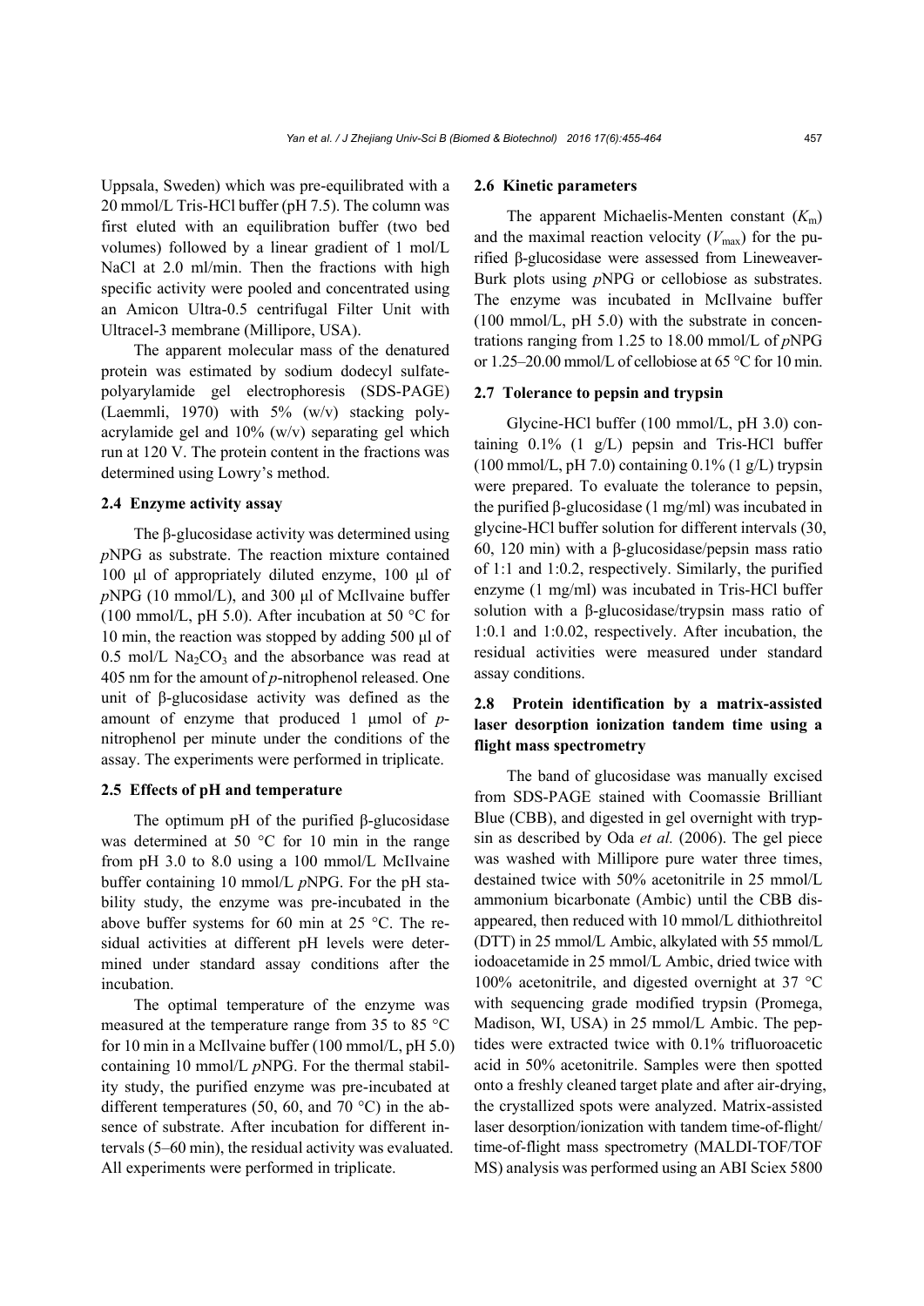Uppsala, Sweden) which was pre-equilibrated with a 20 mmol/L Tris-HCl buffer (pH 7.5). The column was first eluted with an equilibration buffer (two bed volumes) followed by a linear gradient of 1 mol/L NaCl at 2.0 ml/min. Then the fractions with high specific activity were pooled and concentrated using an Amicon Ultra-0.5 centrifugal Filter Unit with Ultracel-3 membrane (Millipore, USA).

The apparent molecular mass of the denatured protein was estimated by sodium dodecyl sulfate-polyarylamide gel electrophoresis (SDS-PAGE) (Laemmli, 1970) with 5% (w/v) stacking polyacrylamide gel and 10% (w/v) separating gel which run at 120 V. The protein content in the fractions was determined using Lowry's method.

### 2.4 Enzyme activity assay

The β-glucosidase activity was determined using *p*NPG as substrate. The reaction mixture contained 100 μl of appropriately diluted enzyme, 100 μl of *p*NPG (10 mmol/L), and 300 μl of McIlvaine buffer (100 mmol/L, pH 5.0). After incubation at 50 °C for 10 min, the reaction was stopped by adding 500 μl of 0.5 mol/L $Na_2CO_3$ and the absorbance was read at 405 nm for the amount of *p*-nitrophenol released. One unit of β-glucosidase activity was defined as the amount of enzyme that produced 1 μmol of *p*-nitrophenol per minute under the conditions of the assay. The experiments were performed in triplicate.

### 2.5 Effects of pH and temperature

The optimum pH of the purified β-glucosidase was determined at 50 °C for 10 min in the range from pH 3.0 to 8.0 using a 100 mmol/L McIlvaine buffer containing 10 mmol/L *p*NPG. For the pH stability study, the enzyme was pre-incubated in the above buffer systems for 60 min at 25 °C. The residual activities at different pH levels were determined under standard assay conditions after the incubation.

The optimal temperature of the enzyme was measured at the temperature range from 35 to 85 °C for 10 min in a McIlvaine buffer (100 mmol/L, pH 5.0) containing 10 mmol/L *p*NPG. For the thermal stability study, the purified enzyme was pre-incubated at different temperatures (50, 60, and 70 °C) in the absence of substrate. After incubation for different intervals (5–60 min), the residual activity was evaluated. All experiments were performed in triplicate.

### 2.6 Kinetic parameters

The apparent Michaelis-Menten constant ($K_m$) and the maximal reaction velocity ($V_{max}$) for the purified β-glucosidase were assessed from Lineweaver-Burk plots using *p*NPG or cellobiose as substrates. The enzyme was incubated in McIlvaine buffer (100 mmol/L, pH 5.0) with the substrate in concentrations ranging from 1.25 to 18.00 mmol/L of *p*NPG or 1.25–20.00 mmol/L of cellobiose at 65 °C for 10 min.

### 2.7 Tolerance to pepsin and trypsin

Glycine-HCl buffer (100 mmol/L, pH 3.0) containing 0.1% (1 g/L) pepsin and Tris-HCl buffer (100 mmol/L, pH 7.0) containing 0.1% (1 g/L) trypsin were prepared. To evaluate the tolerance to pepsin, the purified β-glucosidase (1 mg/ml) was incubated in glycine-HCl buffer solution for different intervals (30, 60, 120 min) with a β-glucosidase/pepsin mass ratio of 1:1 and 1:0.2, respectively. Similarly, the purified enzyme (1 mg/ml) was incubated in Tris-HCl buffer solution with a β-glucosidase/trypsin mass ratio of 1:0.1 and 1:0.02, respectively. After incubation, the residual activities were measured under standard assay conditions.

### 2.8 Protein identification by a matrix-assisted laser desorption ionization tandem time using a flight mass spectrometry

The band of glucosidase was manually excised from SDS-PAGE stained with Coomassie Brilliant Blue (CBB), and digested in gel overnight with trypsin as described by Oda *et al.* (2006). The gel piece was washed with Millipore pure water three times, destained twice with 50% acetonitrile in 25 mmol/L ammonium bicarbonate (Ambic) until the CBB disappeared, then reduced with 10 mmol/L dithiothreitol (DTT) in 25 mmol/L Ambic, alkylated with 55 mmol/L iodoacetamide in 25 mmol/L Ambic, dried twice with 100% acetonitrile, and digested overnight at 37 °C with sequencing grade modified trypsin (Promega, Madison, WI, USA) in 25 mmol/L Ambic. The peptides were extracted twice with 0.1% trifluoroacetic acid in 50% acetonitrile. Samples were then spotted onto a freshly cleaned target plate and after air-drying, the crystallized spots were analyzed. Matrix-assisted laser desorption/ionization with tandem time-of-flight/time-of-flight mass spectrometry (MALDI-TOF/TOF MS) analysis was performed using an ABI Sciex 5800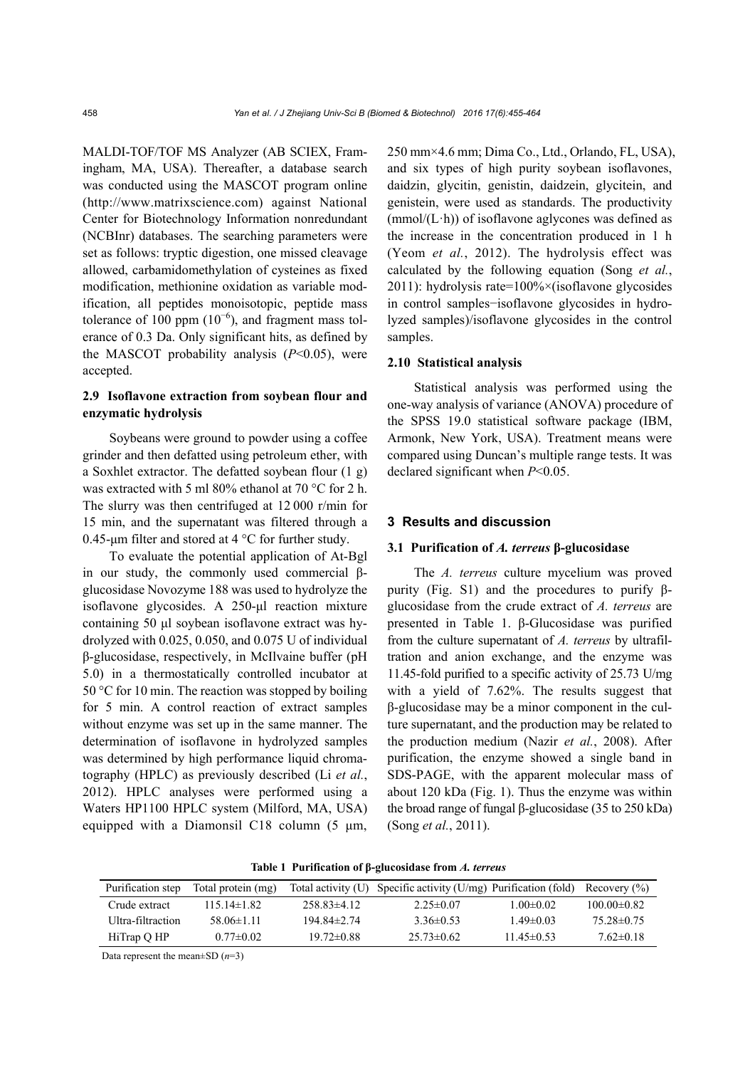MALDI-TOF/TOF MS Analyzer (AB SCIEX, Framingham, MA, USA). Thereafter, a database search was conducted using the MASCOT program online (http://www.matrixscience.com) against National Center for Biotechnology Information nonredundant (NCBInr) databases. The searching parameters were set as follows: tryptic digestion, one missed cleavage allowed, carbamidomethylation of cysteines as fixed modification, methionine oxidation as variable modification, all peptides monoisotopic, peptide mass tolerance of 100 ppm ($10^{-6}$), and fragment mass tolerance of 0.3 Da. Only significant hits, as defined by the MASCOT probability analysis ($P<0.05$), were accepted.

### 2.9 Isoflavone extraction from soybean flour and enzymatic hydrolysis

Soybeans were ground to powder using a coffee grinder and then defatted using petroleum ether, with a Soxhlet extractor. The defatted soybean flour (1 g) was extracted with 5 ml 80% ethanol at 70 °C for 2 h. The slurry was then centrifuged at 12 000 r/min for 15 min, and the supernatant was filtered through a 0.45-μm filter and stored at 4 °C for further study.

To evaluate the potential application of At-Bgl in our study, the commonly used commercial β-glucosidase Novozyme 188 was used to hydrolyze the isoflavone glycosides. A 250-μl reaction mixture containing 50 μl soybean isoflavone extract was hydrolyzed with 0.025, 0.050, and 0.075 U of individual β-glucosidase, respectively, in McIlvaine buffer (pH 5.0) in a thermostatically controlled incubator at 50 °C for 10 min. The reaction was stopped by boiling for 5 min. A control reaction of extract samples without enzyme was set up in the same manner. The determination of isoflavone in hydrolyzed samples was determined by high performance liquid chromatography (HPLC) as previously described (Li *et al.*, 2012). HPLC analyses were performed using a Waters HP1100 HPLC system (Milford, MA, USA) equipped with a Diamonsil C18 column (5 μm, 250 mm×4.6 mm; Dima Co., Ltd., Orlando, FL, USA), and six types of high purity soybean isoflavones, daidzin, glycitin, genistin, daidzein, glycitein, and genistein, were used as standards. The productivity (mmol/(L·h)) of isoflavone aglycones was defined as the increase in the concentration produced in 1 h (Yeom *et al.*, 2012). The hydrolysis effect was calculated by the following equation (Song *et al.*, 2011): hydrolysis rate=100%×(isoflavone glycosides in control samples−isoflavone glycosides in hydrolyzed samples)/isoflavone glycosides in the control samples.

### 2.10 Statistical analysis

Statistical analysis was performed using the one-way analysis of variance (ANOVA) procedure of the SPSS 19.0 statistical software package (IBM, Armonk, New York, USA). Treatment means were compared using Duncan's multiple range tests. It was declared significant when $P<0.05$.

## 3 Results and discussion

### 3.1 Purification of *A. terreus* β-glucosidase

The *A. terreus* culture mycelium was proved purity (Fig. S1) and the procedures to purify β-glucosidase from the crude extract of *A. terreus* are presented in Table 1. β-Glucosidase was purified from the culture supernatant of *A. terreus* by ultrafiltration and anion exchange, and the enzyme was 11.45-fold purified to a specific activity of 25.73 U/mg with a yield of 7.62%. The results suggest that β-glucosidase may be a minor component in the culture supernatant, and the production may be related to the production medium (Nazir *et al.*, 2008). After purification, the enzyme showed a single band in SDS-PAGE, with the apparent molecular mass of about 120 kDa (Fig. 1). Thus the enzyme was within the broad range of fungal β-glucosidase (35 to 250 kDa) (Song *et al.*, 2011).

**Table 1 Purification of β-glucosidase from *A. terreus***

| Purification step | Total protein (mg) | Total activity (U) | Specific activity (U/mg) | Purification (fold) | Recovery (%) |
|---|---|---|---|---|---|
| Crude extract | 115.14±1.82 | 258.83±4.12 | 2.25±0.07 | 1.00±0.02 | 100.00±0.82 |
| Ultra-filtraction | 58.06±1.11 | 194.84±2.74 | 3.36±0.53 | 1.49±0.03 | 75.28±0.75 |
| HiTrap Q HP | 0.77±0.02 | 19.72±0.88 | 25.73±0.62 | 11.45±0.53 | 7.62±0.18 |

Data represent the mean±SD ($n$=3)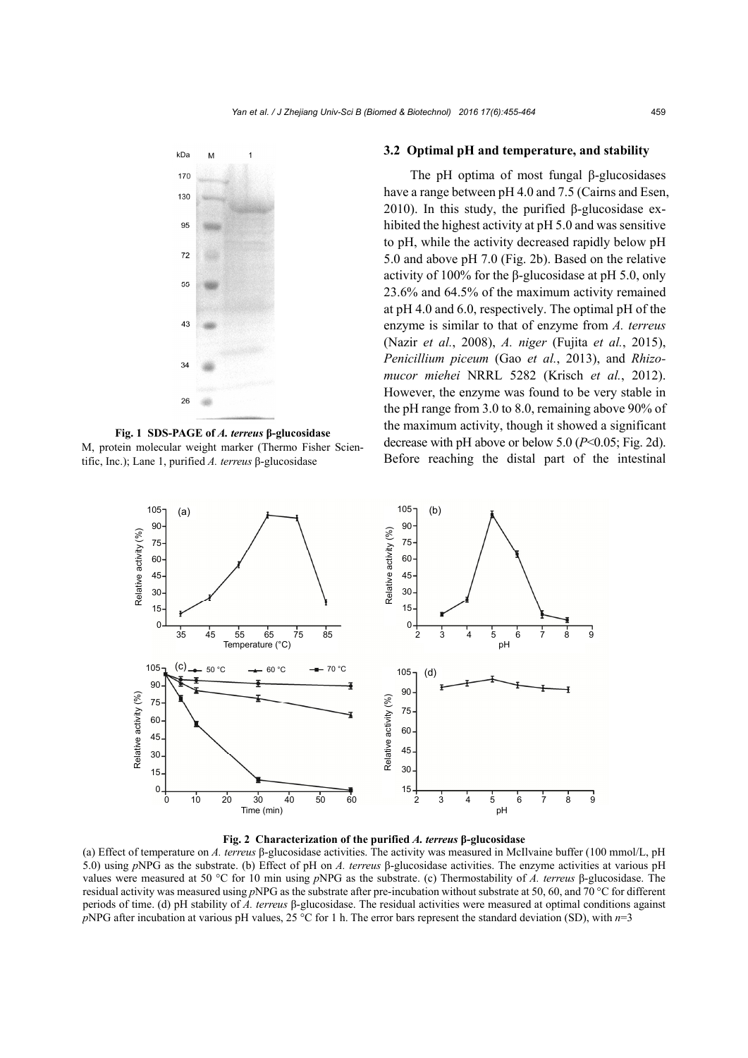**Fig. 1 SDS-PAGE of *A. terreus* β-glucosidase**
M, protein molecular weight marker (Thermo Fisher Scientific, Inc.); Lane 1, purified *A. terreus* β-glucosidase

### 3.2 Optimal pH and temperature, and stability

The pH optima of most fungal β-glucosidases have a range between pH 4.0 and 7.5 (Cairns and Esen, 2010). In this study, the purified β-glucosidase exhibited the highest activity at pH 5.0 and was sensitive to pH, while the activity decreased rapidly below pH 5.0 and above pH 7.0 (Fig. 2b). Based on the relative activity of 100% for the β-glucosidase at pH 5.0, only 23.6% and 64.5% of the maximum activity remained at pH 4.0 and 6.0, respectively. The optimal pH of the enzyme is similar to that of enzyme from *A. terreus* (Nazir *et al.*, 2008), *A. niger* (Fujita *et al.*, 2015), *Penicillium piceum* (Gao *et al.*, 2013), and *Rhizomucor miehei* NRRL 5282 (Krisch *et al.*, 2012). However, the enzyme was found to be very stable in the pH range from 3.0 to 8.0, remaining above 90% of the maximum activity, though it showed a significant decrease with pH above or below 5.0 ($P<0.05$; Fig. 2d). Before reaching the distal part of the intestinal

**Fig. 2 Characterization of the purified *A. terreus* β-glucosidase**
(a) Effect of temperature on *A. terreus* β-glucosidase activities. The activity was measured in McIlvaine buffer (100 mmol/L, pH 5.0) using *p*NPG as the substrate. (b) Effect of pH on *A. terreus* β-glucosidase activities. The enzyme activities at various pH values were measured at 50 °C for 10 min using *p*NPG as the substrate. (c) Thermostability of *A. terreus* β-glucosidase. The residual activity was measured using *p*NPG as the substrate after pre-incubation without substrate at 50, 60, and 70 °C for different periods of time. (d) pH stability of *A. terreus* β-glucosidase. The residual activities were measured at optimal conditions against *p*NPG after incubation at various pH values, 25 °C for 1 h. The error bars represent the standard deviation (SD), with $n=3$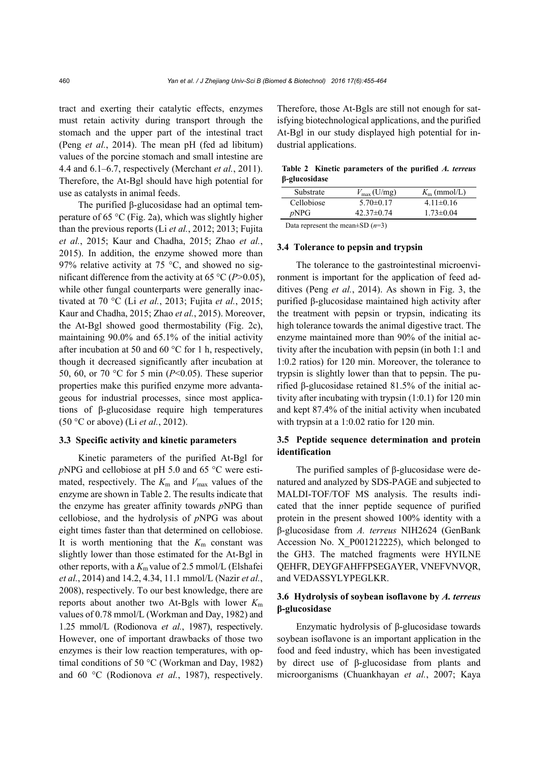tract and exerting their catalytic effects, enzymes must retain activity during transport through the stomach and the upper part of the intestinal tract (Peng *et al.*, 2014). The mean pH (fed ad libitum) values of the porcine stomach and small intestine are 4.4 and 6.1–6.7, respectively (Merchant *et al.*, 2011). Therefore, the At-Bgl should have high potential for use as catalysts in animal feeds.

The purified β-glucosidase had an optimal temperature of 65 °C (Fig. 2a), which was slightly higher than the previous reports (Li *et al.*, 2012; 2013; Fujita *et al.*, 2015; Kaur and Chadha, 2015; Zhao *et al.*, 2015). In addition, the enzyme showed more than 97% relative activity at 75 °C, and showed no significant difference from the activity at 65 °C ($P>0.05$), while other fungal counterparts were generally inactivated at 70 °C (Li *et al.*, 2013; Fujita *et al.*, 2015; Kaur and Chadha, 2015; Zhao *et al.*, 2015). Moreover, the At-Bgl showed good thermostability (Fig. 2c), maintaining 90.0% and 65.1% of the initial activity after incubation at 50 and 60 °C for 1 h, respectively, though it decreased significantly after incubation at 50, 60, or 70 °C for 5 min ($P<0.05$). These superior properties make this purified enzyme more advantageous for industrial processes, since most applications of β-glucosidase require high temperatures (50 °C or above) (Li *et al.*, 2012).

### 3.3 Specific activity and kinetic parameters

Kinetic parameters of the purified At-Bgl for *p*NPG and cellobiose at pH 5.0 and 65 °C were estimated, respectively. The $K_m$ and $V_{max}$ values of the enzyme are shown in Table 2. The results indicate that the enzyme has greater affinity towards *p*NPG than cellobiose, and the hydrolysis of *p*NPG was about eight times faster than that determined on cellobiose. It is worth mentioning that the $K_m$ constant was slightly lower than those estimated for the At-Bgl in other reports, with a $K_m$ value of 2.5 mmol/L (Elshafei *et al.*, 2014) and 14.2, 4.34, 11.1 mmol/L (Nazir *et al.*, 2008), respectively. To our best knowledge, there are reports about another two At-Bgls with lower $K_m$ values of 0.78 mmol/L (Workman and Day, 1982) and 1.25 mmol/L (Rodionova *et al.*, 1987), respectively. However, one of important drawbacks of those two enzymes is their low reaction temperatures, with optimal conditions of 50 °C (Workman and Day, 1982) and 60 °C (Rodionova *et al.*, 1987), respectively. Therefore, those At-Bgls are still not enough for satisfying biotechnological applications, and the purified At-Bgl in our study displayed high potential for industrial applications.

**Table 2 Kinetic parameters of the purified *A. terreus* β-glucosidase**

| Substrate | $V_{max}$ (U/mg) | $K_m$ (mmol/L) |
|---|---|---|
| Cellobiose | 5.70±0.17 | 4.11±0.16 |
| *p*NPG | 42.37±0.74 | 1.73±0.04 |

Data represent the mean±SD ($n$=3)

### 3.4 Tolerance to pepsin and trypsin

The tolerance to the gastrointestinal microenvironment is important for the application of feed additives (Peng *et al.*, 2014). As shown in Fig. 3, the purified β-glucosidase maintained high activity after the treatment with pepsin or trypsin, indicating its high tolerance towards the animal digestive tract. The enzyme maintained more than 90% of the initial activity after the incubation with pepsin (in both 1:1 and 1:0.2 ratios) for 120 min. Moreover, the tolerance to trypsin is slightly lower than that to pepsin. The purified β-glucosidase retained 81.5% of the initial activity after incubating with trypsin (1:0.1) for 120 min and kept 87.4% of the initial activity when incubated with trypsin at a 1:0.02 ratio for 120 min.

### 3.5 Peptide sequence determination and protein identification

The purified samples of β-glucosidase were denatured and analyzed by SDS-PAGE and subjected to MALDI-TOF/TOF MS analysis. The results indicated that the inner peptide sequence of purified protein in the present showed 100% identity with a β-glucosidase from *A. terreus* NIH2624 (GenBank Accession No. X_P001212225), which belonged to the GH3. The matched fragments were HYILNE QEHFR, DEYGFAHFFPSEGAYER, VNEFVNVQR, and VEDASSYLYPEGLKR.

### 3.6 Hydrolysis of soybean isoflavone by *A. terreus* β-glucosidase

Enzymatic hydrolysis of β-glucosidase towards soybean isoflavone is an important application in the food and feed industry, which has been investigated by direct use of β-glucosidase from plants and microorganisms (Chuankhayan *et al.*, 2007; Kaya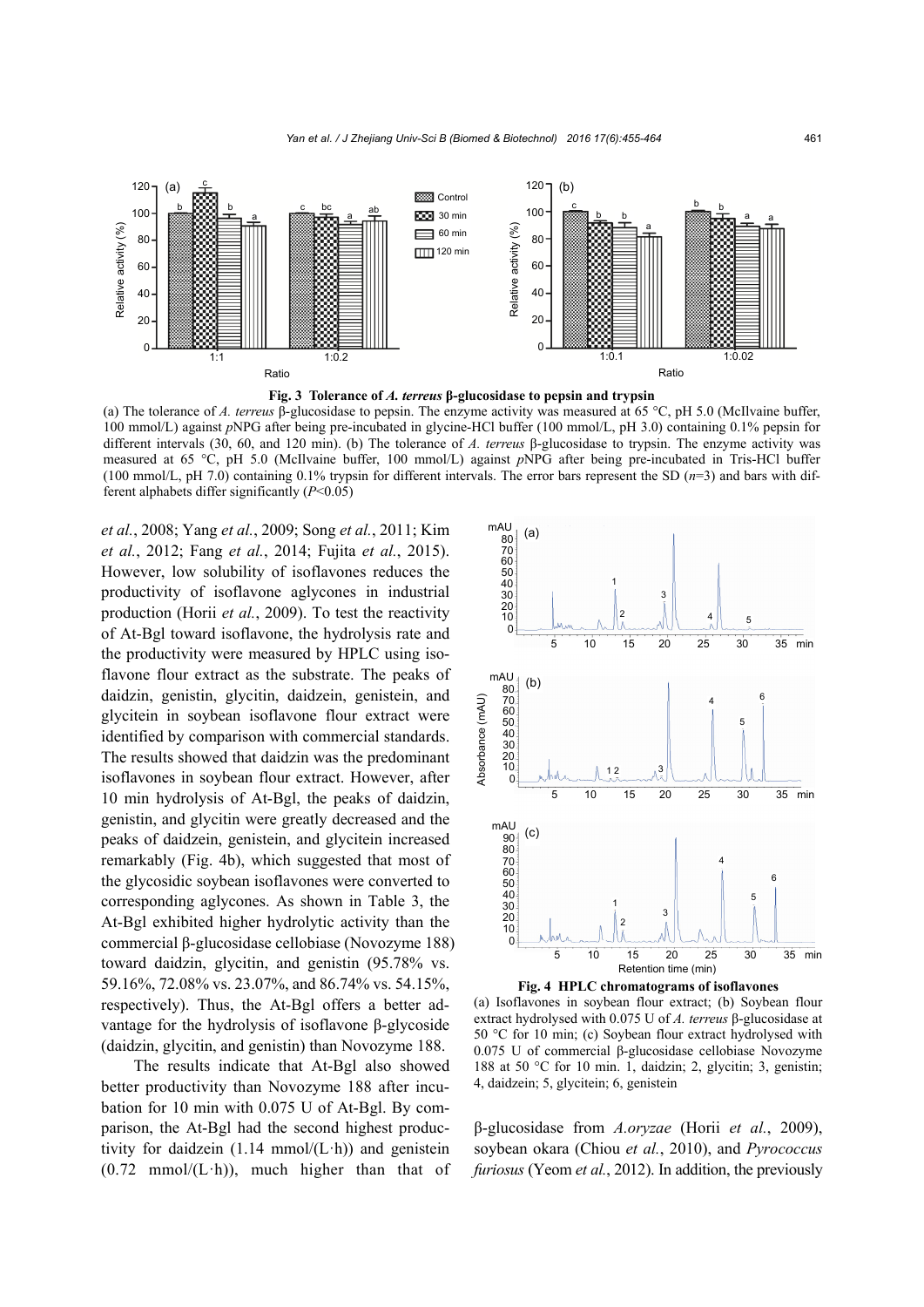**Fig. 3 Tolerance of *A. terreus* β-glucosidase to pepsin and trypsin**

(a) The tolerance of *A. terreus* β-glucosidase to pepsin. The enzyme activity was measured at 65 °C, pH 5.0 (McIlvaine buffer, 100 mmol/L) against *p*NPG after being pre-incubated in glycine-HCl buffer (100 mmol/L, pH 3.0) containing 0.1% pepsin for different intervals (30, 60, and 120 min). (b) The tolerance of *A. terreus* β-glucosidase to trypsin. The enzyme activity was measured at 65 °C, pH 5.0 (McIlvaine buffer, 100 mmol/L) against *p*NPG after being pre-incubated in Tris-HCl buffer (100 mmol/L, pH 7.0) containing 0.1% trypsin for different intervals. The error bars represent the SD ($n$=3) and bars with different alphabets differ significantly ($P$<0.05)

*et al.*, 2008; Yang *et al.*, 2009; Song *et al.*, 2011; Kim *et al.*, 2012; Fang *et al.*, 2014; Fujita *et al.*, 2015). However, low solubility of isoflavones reduces the productivity of isoflavone aglycones in industrial production (Horii *et al.*, 2009). To test the reactivity of At-Bgl toward isoflavone, the hydrolysis rate and the productivity were measured by HPLC using isoflavone flour extract as the substrate. The peaks of daidzin, genistin, glycitin, daidzein, genistein, and glycitein in soybean isoflavone flour extract were identified by comparison with commercial standards. The results showed that daidzin was the predominant isoflavones in soybean flour extract. However, after 10 min hydrolysis of At-Bgl, the peaks of daidzin, genistin, and glycitin were greatly decreased and the peaks of daidzein, genistein, and glycitein increased remarkably (Fig. 4b), which suggested that most of the glycosidic soybean isoflavones were converted to corresponding aglycones. As shown in Table 3, the At-Bgl exhibited higher hydrolytic activity than the commercial β-glucosidase cellobiase (Novozyme 188) toward daidzin, glycitin, and genistin (95.78% vs. 59.16%, 72.08% vs. 23.07%, and 86.74% vs. 54.15%, respectively). Thus, the At-Bgl offers a better advantage for the hydrolysis of isoflavone β-glycoside (daidzin, glycitin, and genistin) than Novozyme 188.

The results indicate that At-Bgl also showed better productivity than Novozyme 188 after incubation for 10 min with 0.075 U of At-Bgl. By comparison, the At-Bgl had the second highest productivity for daidzein (1.14 mmol/(L·h)) and genistein (0.72 mmol/(L·h)), much higher than that of β-glucosidase from *A.oryzae* (Horii *et al.*, 2009), soybean okara (Chiou *et al.*, 2010), and *Pyrococcus furiosus* (Yeom *et al.*, 2012). In addition, the previously

**Fig. 4 HPLC chromatograms of isoflavones**

(a) Isoflavones in soybean flour extract; (b) Soybean flour extract hydrolysed with 0.075 U of *A. terreus* β-glucosidase at 50 °C for 10 min; (c) Soybean flour extract hydrolysed with 0.075 U of commercial β-glucosidase cellobiase Novozyme 188 at 50 °C for 10 min. 1, daidzin; 2, glycitin; 3, genistin; 4, daidzein; 5, glycitein; 6, genistein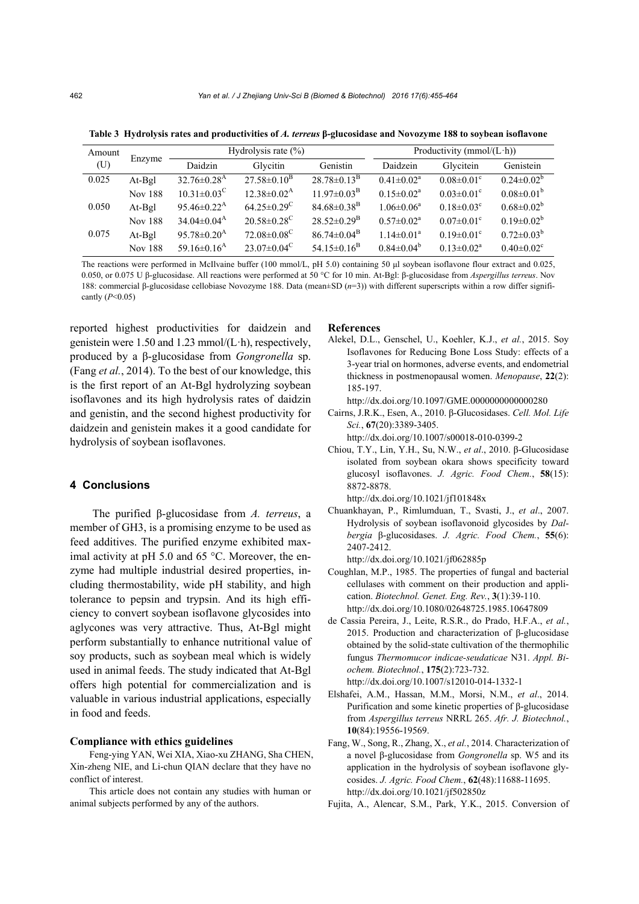**Table 3 Hydrolysis rates and productivities of *A. terreus* β-glucosidase and Novozyme 188 to soybean isoflavone**

| Amount (U) | Enzyme | Hydrolysis rate (%) | | | Productivity (mmol/(L·h)) | | |
|---|---|---|---|---|---|---|---|
| | | Daidzin | Glycitin | Genistin | Daidzein | Glycitein | Genistein |
| 0.025 | At-Bgl | 32.76±0.28$^{A}$ | 27.58±0.10$^{B}$ | 28.78±0.13$^{B}$ | 0.41±0.02$^{a}$ | 0.08±0.01$^{c}$ | 0.24±0.02$^{b}$ |
| | Nov 188 | 10.31±0.03$^{C}$ | 12.38±0.02$^{A}$ | 11.97±0.03$^{B}$ | 0.15±0.02$^{a}$ | 0.03±0.01$^{c}$ | 0.08±0.01$^{b}$ |
| 0.050 | At-Bgl | 95.46±0.22$^{A}$ | 64.25±0.29$^{C}$ | 84.68±0.38$^{B}$ | 1.06±0.06$^{a}$ | 0.18±0.03$^{c}$ | 0.68±0.02$^{b}$ |
| | Nov 188 | 34.04±0.04$^{A}$ | 20.58±0.28$^{C}$ | 28.52±0.29$^{B}$ | 0.57±0.02$^{a}$ | 0.07±0.01$^{c}$ | 0.19±0.02$^{b}$ |
| 0.075 | At-Bgl | 95.78±0.20$^{A}$ | 72.08±0.08$^{C}$ | 86.74±0.04$^{B}$ | 1.14±0.01$^{a}$ | 0.19±0.01$^{c}$ | 0.72±0.03$^{b}$ |
| | Nov 188 | 59.16±0.16$^{A}$ | 23.07±0.04$^{C}$ | 54.15±0.16$^{B}$ | 0.84±0.04$^{b}$ | 0.13±0.02$^{a}$ | 0.40±0.02$^{c}$ |

The reactions were performed in McIlvaine buffer (100 mmol/L, pH 5.0) containing 50 μl soybean isoflavone flour extract and 0.025, 0.050, or 0.075 U β-glucosidase. All reactions were performed at 50 °C for 10 min. At-Bgl: β-glucosidase from *Aspergillus terreus*. Nov 188: commercial β-glucosidase cellobiase Novozyme 188. Data (mean±SD ($n$=3)) with different superscripts within a row differ significantly ($P$<0.05)

reported highest productivities for daidzein and genistein were 1.50 and 1.23 mmol/(L·h), respectively, produced by a β-glucosidase from *Gongronella* sp. (Fang *et al.*, 2014). To the best of our knowledge, this is the first report of an At-Bgl hydrolyzing soybean isoflavones and its high hydrolysis rates of daidzin and genistin, and the second highest productivity for daidzein and genistein makes it a good candidate for hydrolysis of soybean isoflavones.

## 4 Conclusions

The purified β-glucosidase from *A. terreus*, a member of GH3, is a promising enzyme to be used as feed additives. The purified enzyme exhibited maximal activity at pH 5.0 and 65 °C. Moreover, the enzyme had multiple industrial desired properties, including thermostability, wide pH stability, and high tolerance to pepsin and trypsin. And its high efficiency to convert soybean isoflavone glycosides into aglycones was very attractive. Thus, At-Bgl might perform substantially to enhance nutritional value of soy products, such as soybean meal which is widely used in animal feeds. The study indicated that At-Bgl offers high potential for commercialization and is valuable in various industrial applications, especially in food and feeds.

### Compliance with ethics guidelines

Feng-ying YAN, Wei XIA, Xiao-xu ZHANG, Sha CHEN, Xin-zheng NIE, and Li-chun QIAN declare that they have no conflict of interest.

This article does not contain any studies with human or animal subjects performed by any of the authors.

### References

Alekel, D.L., Genschel, U., Koehler, K.J., *et al.*, 2015. Soy Isoflavones for Reducing Bone Loss Study: effects of a 3-year trial on hormones, adverse events, and endometrial thickness in postmenopausal women. *Menopause*, **22**(2): 185-197. http://dx.doi.org/10.1097/GME.0000000000000280

Cairns, J.R.K., Esen, A., 2010. β-Glucosidases. *Cell. Mol. Life Sci.*, **67**(20):3389-3405. http://dx.doi.org/10.1007/s00018-010-0399-2

Chiou, T.Y., Lin, Y.H., Su, N.W., *et al*., 2010. β-Glucosidase isolated from soybean okara shows specificity toward glucosyl isoflavones. *J. Agric. Food Chem.*, **58**(15): 8872-8878. http://dx.doi.org/10.1021/jf101848x

Chuankhayan, P., Rimlumduan, T., Svasti, J., *et al*., 2007. Hydrolysis of soybean isoflavonoid glycosides by *Dalbergia* β-glucosidases. *J. Agric. Food Chem.*, **55**(6): 2407-2412. http://dx.doi.org/10.1021/jf062885p

Coughlan, M.P., 1985. The properties of fungal and bacterial cellulases with comment on their production and application. *Biotechnol. Genet. Eng. Rev.*, **3**(1):39-110. http://dx.doi.org/10.1080/02648725.1985.10647809

de Cassia Pereira, J., Leite, R.S.R., do Prado, H.F.A., *et al.*, 2015. Production and characterization of β-glucosidase obtained by the solid-state cultivation of the thermophilic fungus *Thermomucor indicae-seudaticae* N31. *Appl. Biochem. Biotechnol.*, **175**(2):723-732. http://dx.doi.org/10.1007/s12010-014-1332-1

Elshafei, A.M., Hassan, M.M., Morsi, N.M., *et al*., 2014. Purification and some kinetic properties of β-glucosidase from *Aspergillus terreus* NRRL 265. *Afr. J. Biotechnol.*, **10**(84):19556-19569.

Fang, W., Song, R., Zhang, X., *et al.*, 2014. Characterization of a novel β-glucosidase from *Gongronella* sp. W5 and its application in the hydrolysis of soybean isoflavone glycosides. *J. Agric. Food Chem.*, **62**(48):11688-11695. http://dx.doi.org/10.1021/jf502850z

Fujita, A., Alencar, S.M., Park, Y.K., 2015. Conversion of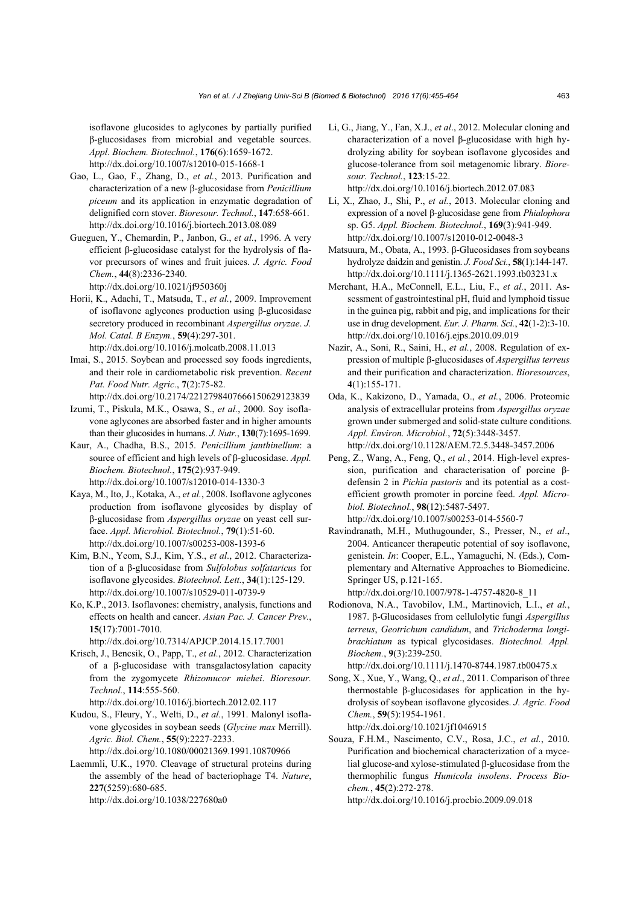isoflavone glucosides to aglycones by partially purified β-glucosidases from microbial and vegetable sources. *Appl. Biochem. Biotechnol.*, **176**(6):1659-1672. http://dx.doi.org/10.1007/s12010-015-1668-1

Gao, L., Gao, F., Zhang, D., *et al.*, 2013. Purification and characterization of a new β-glucosidase from *Penicillium piceum* and its application in enzymatic degradation of delignified corn stover. *Bioresour. Technol.*, **147**:658-661. http://dx.doi.org/10.1016/j.biortech.2013.08.089

Gueguen, Y., Chemardin, P., Janbon, G., *et al.*, 1996. A very efficient β-glucosidase catalyst for the hydrolysis of flavor precursors of wines and fruit juices. *J. Agric. Food Chem.*, **44**(8):2336-2340. http://dx.doi.org/10.1021/jf950360j

Horii, K., Adachi, T., Matsuda, T., *et al.*, 2009. Improvement of isoflavone aglycones production using β-glucosidase secretory produced in recombinant *Aspergillus oryzae*. *J. Mol. Catal. B Enzym.*, **59**(4):297-301. http://dx.doi.org/10.1016/j.molcatb.2008.11.013

Imai, S., 2015. Soybean and processed soy foods ingredients, and their role in cardiometabolic risk prevention. *Recent Pat. Food Nutr. Agric.*, **7**(2):75-82. http://dx.doi.org/10.2174/2212798407666150629123839

Izumi, T., Piskula, M.K., Osawa, S., *et al.*, 2000. Soy isoflavone aglycones are absorbed faster and in higher amounts than their glucosides in humans. *J. Nutr.*, **130**(7):1695-1699.

Kaur, A., Chadha, B.S., 2015. *Penicillium janthinellum*: a source of efficient and high levels of β-glucosidase. *Appl. Biochem. Biotechnol.*, **175**(2):937-949. http://dx.doi.org/10.1007/s12010-014-1330-3

Kaya, M., Ito, J., Kotaka, A., *et al.*, 2008. Isoflavone aglycones production from isoflavone glycosides by display of β-glucosidase from *Aspergillus oryzae* on yeast cell surface. *Appl. Microbiol. Biotechnol.*, **79**(1):51-60. http://dx.doi.org/10.1007/s00253-008-1393-6

Kim, B.N., Yeom, S.J., Kim, Y.S., *et al.*, 2012. Characterization of a β-glucosidase from *Sulfolobus solfataricus* for isoflavone glycosides. *Biotechnol. Lett.*, **34**(1):125-129. http://dx.doi.org/10.1007/s10529-011-0739-9

Ko, K.P., 2013. Isoflavones: chemistry, analysis, functions and effects on health and cancer. *Asian Pac. J. Cancer Prev.*, **15**(17):7001-7010. http://dx.doi.org/10.7314/APJCP.2014.15.17.7001

Krisch, J., Bencsik, O., Papp, T., *et al.*, 2012. Characterization of a β-glucosidase with transgalactosylation capacity from the zygomycete *Rhizomucor miehei*. *Bioresour. Technol.*, **114**:555-560. http://dx.doi.org/10.1016/j.biortech.2012.02.117

Kudou, S., Fleury, Y., Welti, D., *et al.*, 1991. Malonyl isoflavone glycosides in soybean seeds (*Glycine max* Merrill). *Agric. Biol. Chem.*, **55**(9):2227-2233. http://dx.doi.org/10.1080/00021369.1991.10870966

Laemmli, U.K., 1970. Cleavage of structural proteins during the assembly of the head of bacteriophage T4. *Nature*, **227**(5259):680-685. http://dx.doi.org/10.1038/227680a0

Li, G., Jiang, Y., Fan, X.J., *et al.*, 2012. Molecular cloning and characterization of a novel β-glucosidase with high hydrolyzing ability for soybean isoflavone glycosides and glucose-tolerance from soil metagenomic library. *Bioresour. Technol.*, **123**:15-22. http://dx.doi.org/10.1016/j.biortech.2012.07.083

Li, X., Zhao, J., Shi, P., *et al.*, 2013. Molecular cloning and expression of a novel β-glucosidase gene from *Phialophora* sp. G5. *Appl. Biochem. Biotechnol.*, **169**(3):941-949. http://dx.doi.org/10.1007/s12010-012-0048-3

Matsuura, M., Obata, A., 1993. β-Glucosidases from soybeans hydrolyze daidzin and genistin. *J. Food Sci.*, **58**(1):144-147. http://dx.doi.org/10.1111/j.1365-2621.1993.tb03231.x

Merchant, H.A., McConnell, E.L., Liu, F., *et al.*, 2011. Assessment of gastrointestinal pH, fluid and lymphoid tissue in the guinea pig, rabbit and pig, and implications for their use in drug development. *Eur. J. Pharm. Sci.*, **42**(1-2):3-10. http://dx.doi.org/10.1016/j.ejps.2010.09.019

Nazir, A., Soni, R., Saini, H., *et al.*, 2008. Regulation of expression of multiple β-glucosidases of *Aspergillus terreus* and their purification and characterization. *Bioresources*, **4**(1):155-171.

Oda, K., Kakizono, D., Yamada, O., *et al.*, 2006. Proteomic analysis of extracellular proteins from *Aspergillus oryzae* grown under submerged and solid-state culture conditions. *Appl. Environ. Microbiol.*, **72**(5):3448-3457. http://dx.doi.org/10.1128/AEM.72.5.3448-3457.2006

Peng, Z., Wang, A., Feng, Q., *et al.*, 2014. High-level expression, purification and characterisation of porcine β-defensin 2 in *Pichia pastoris* and its potential as a cost-efficient growth promoter in porcine feed. *Appl. Microbiol. Biotechnol.*, **98**(12):5487-5497. http://dx.doi.org/10.1007/s00253-014-5560-7

Ravindranath, M.H., Muthugounder, S., Presser, N., *et al*., 2004. Anticancer therapeutic potential of soy isoflavone, genistein. *In*: Cooper, E.L., Yamaguchi, N. (Eds.), Complementary and Alternative Approaches to Biomedicine. Springer US, p.121-165. http://dx.doi.org/10.1007/978-1-4757-4820-8_11

Rodionova, N.A., Tavobilov, I.M., Martinovich, L.I., *et al.*, 1987. β-Glucosidases from cellulolytic fungi *Aspergillus terreus*, *Geotrichum candidum*, and *Trichoderma longibrachiatum* as typical glycosidases. *Biotechnol. Appl. Biochem.*, **9**(3):239-250. http://dx.doi.org/10.1111/j.1470-8744.1987.tb00475.x

Song, X., Xue, Y., Wang, Q., *et al*., 2011. Comparison of three thermostable β-glucosidases for application in the hydrolysis of soybean isoflavone glycosides. *J. Agric. Food Chem.*, **59**(5):1954-1961. http://dx.doi.org/10.1021/jf1046915

Souza, F.H.M., Nascimento, C.V., Rosa, J.C., *et al.*, 2010. Purification and biochemical characterization of a mycelial glucose-and xylose-stimulated β-glucosidase from the thermophilic fungus *Humicola insolens*. *Process Biochem.*, **45**(2):272-278. http://dx.doi.org/10.1016/j.procbio.2009.09.018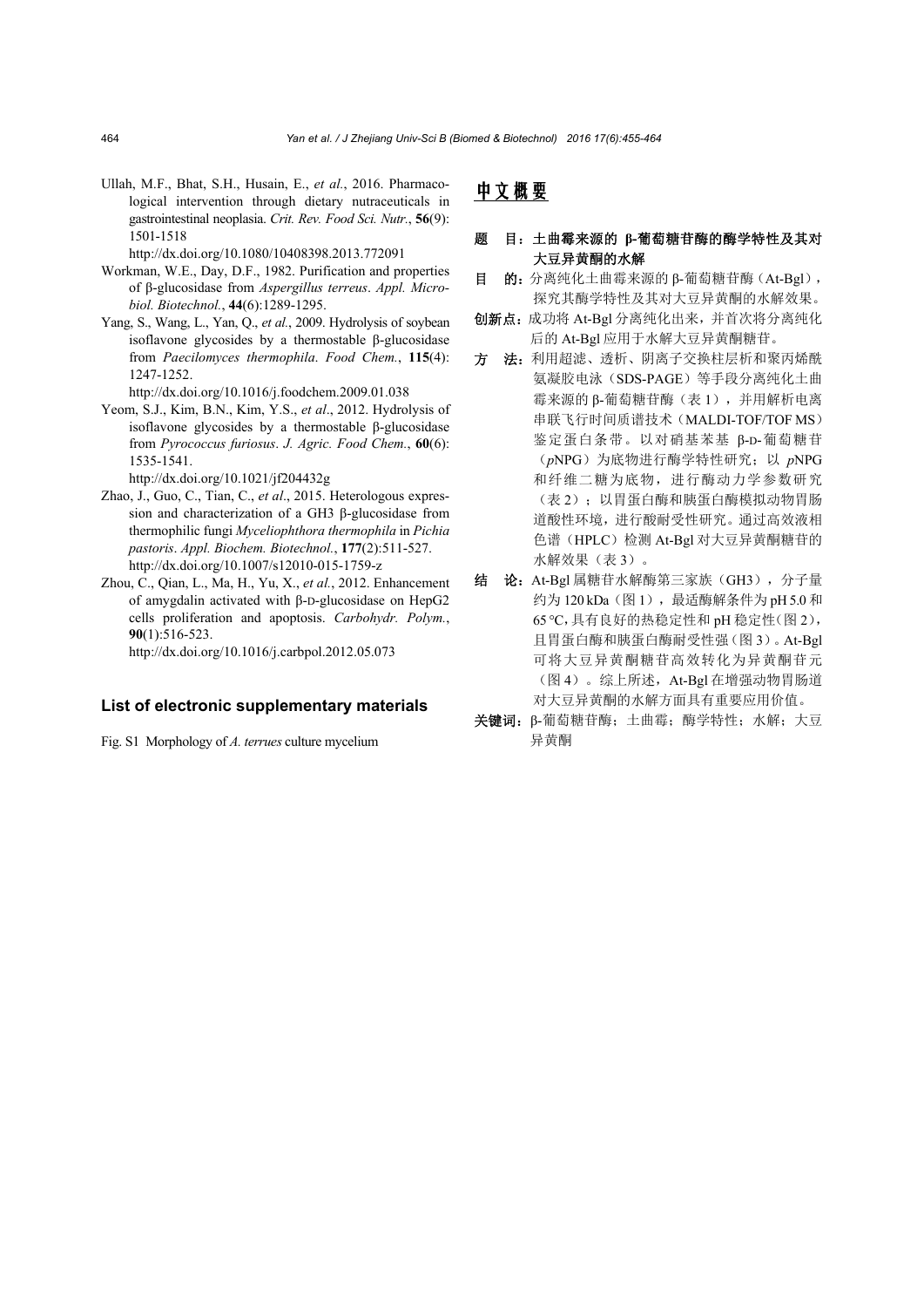Ullah, M.F., Bhat, S.H., Husain, E., *et al.*, 2016. Pharmacological intervention through dietary nutraceuticals in gastrointestinal neoplasia. *Crit. Rev. Food Sci. Nutr.*, **56**(9): 1501-1518
http://dx.doi.org/10.1080/10408398.2013.772091

Workman, W.E., Day, D.F., 1982. Purification and properties of β-glucosidase from *Aspergillus terreus*. *Appl. Microbiol. Biotechnol.*, **44**(6):1289-1295.

Yang, S., Wang, L., Yan, Q., *et al.*, 2009. Hydrolysis of soybean isoflavone glycosides by a thermostable β-glucosidase from *Paecilomyces thermophila*. *Food Chem.*, **115**(4): 1247-1252.
http://dx.doi.org/10.1016/j.foodchem.2009.01.038

Yeom, S.J., Kim, B.N., Kim, Y.S., *et al*., 2012. Hydrolysis of isoflavone glycosides by a thermostable β-glucosidase from *Pyrococcus furiosus*. *J. Agric. Food Chem.*, **60**(6): 1535-1541.
http://dx.doi.org/10.1021/jf204432g

Zhao, J., Guo, C., Tian, C., *et al*., 2015. Heterologous expression and characterization of a GH3 β-glucosidase from thermophilic fungi *Myceliophthora thermophila* in *Pichia pastoris*. *Appl. Biochem. Biotechnol.*, **177**(2):511-527.
http://dx.doi.org/10.1007/s12010-015-1759-z

Zhou, C., Qian, L., Ma, H., Yu, X., *et al.*, 2012. Enhancement of amygdalin activated with β-D-glucosidase on HepG2 cells proliferation and apoptosis. *Carbohydr. Polym.*, **90**(1):516-523.
http://dx.doi.org/10.1016/j.carbpol.2012.05.073

## List of electronic supplementary materials

Fig. S1 Morphology of *A. terrues* culture mycelium

## 中文概要

**题　目：土曲霉来源的 β-葡萄糖苷酶的酶学特性及其对大豆异黄酮的水解**

**目　的：** 分离纯化土曲霉来源的 β-葡萄糖苷酶（At-Bgl），探究其酶学特性及其对大豆异黄酮的水解效果。

**创新点：** 成功将 At-Bgl 分离纯化出来，并首次将分离纯化后的 At-Bgl 应用于水解大豆异黄酮糖苷。

**方　法：** 利用超滤、透析、阴离子交换柱层析和聚丙烯酰氨凝胶电泳（SDS-PAGE）等手段分离纯化土曲霉来源的 β-葡萄糖苷酶（表 1），并用解析电离串联飞行时间质谱技术（MALDI-TOF/TOF MS）鉴定蛋白条带。以对硝基苯基 β-D-葡萄糖苷（*p*NPG）为底物进行酶学特性研究；以 *p*NPG 和纤维二糖为底物，进行酶动力学参数研究（表 2）；以胃蛋白酶和胰蛋白酶模拟动物胃肠道酸性环境，进行酸耐受性研究。通过高效液相色谱（HPLC）检测 At-Bgl 对大豆异黄酮糖苷的水解效果（表 3）。

**结　论：** At-Bgl 属糖苷水解酶第三家族（GH3），分子量约为 120 kDa（图 1），最适酶解条件为 pH 5.0 和 65 °C，具有良好的热稳定性和 pH 稳定性（图 2），且胃蛋白酶和胰蛋白酶耐受性强（图 3）。At-Bgl 可将大豆异黄酮糖苷高效转化为异黄酮苷元（图 4）。综上所述，At-Bgl 在增强动物胃肠道对大豆异黄酮的水解方面具有重要应用价值。

**关键词：** β-葡萄糖苷酶；土曲霉；酶学特性；水解；大豆异黄酮